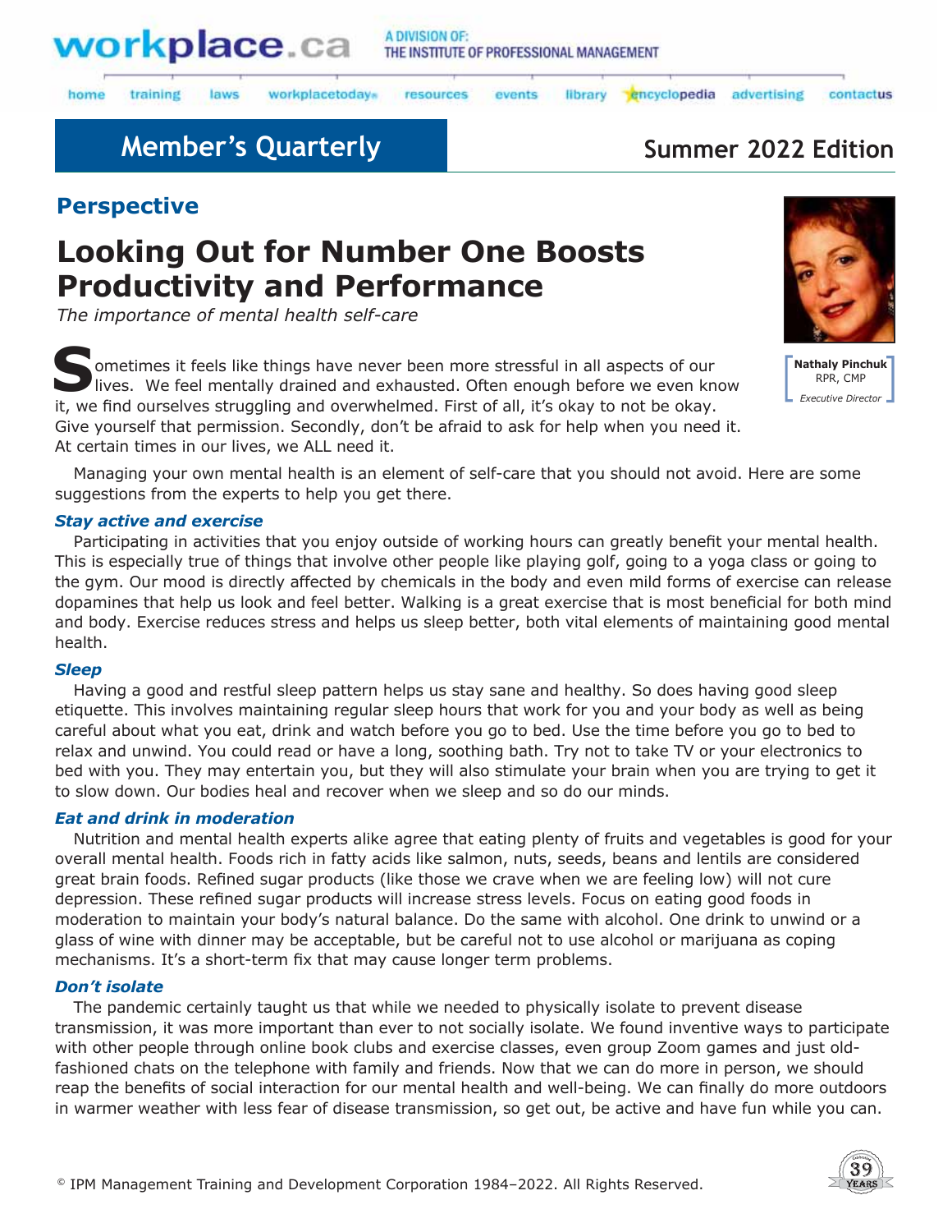workplace.ca

A DIVISION OF: THE INSTITUTE OF PROFESSIONAL MANAGEMENT

home | training | laws | workplacetoday | resources | events | library | encyclopedia | advertising | contactus

## Member's Quarterly

**Summer 2022 Edition**

### Perspective

# Looking Out for Number One Boosts Productivity and Performance

*The importance of mental health self-care*

**Nathaly Pinchuk**
RPR, CMP
*Executive Director*

Sometimes it feels like things have never been more stressful in all aspects of our lives. We feel mentally drained and exhausted. Often enough before we even know it, we find ourselves struggling and overwhelmed. First of all, it's okay to not be okay. Give yourself that permission. Secondly, don't be afraid to ask for help when you need it. At certain times in our lives, we ALL need it.

Managing your own mental health is an element of self-care that you should not avoid. Here are some suggestions from the experts to help you get there.

***Stay active and exercise***

Participating in activities that you enjoy outside of working hours can greatly benefit your mental health. This is especially true of things that involve other people like playing golf, going to a yoga class or going to the gym. Our mood is directly affected by chemicals in the body and even mild forms of exercise can release dopamines that help us look and feel better. Walking is a great exercise that is most beneficial for both mind and body. Exercise reduces stress and helps us sleep better, both vital elements of maintaining good mental health.

***Sleep***

Having a good and restful sleep pattern helps us stay sane and healthy. So does having good sleep etiquette. This involves maintaining regular sleep hours that work for you and your body as well as being careful about what you eat, drink and watch before you go to bed. Use the time before you go to bed to relax and unwind. You could read or have a long, soothing bath. Try not to take TV or your electronics to bed with you. They may entertain you, but they will also stimulate your brain when you are trying to get it to slow down. Our bodies heal and recover when we sleep and so do our minds.

***Eat and drink in moderation***

Nutrition and mental health experts alike agree that eating plenty of fruits and vegetables is good for your overall mental health. Foods rich in fatty acids like salmon, nuts, seeds, beans and lentils are considered great brain foods. Refined sugar products (like those we crave when we are feeling low) will not cure depression. These refined sugar products will increase stress levels. Focus on eating good foods in moderation to maintain your body's natural balance. Do the same with alcohol. One drink to unwind or a glass of wine with dinner may be acceptable, but be careful not to use alcohol or marijuana as coping mechanisms. It's a short-term fix that may cause longer term problems.

***Don't isolate***

The pandemic certainly taught us that while we needed to physically isolate to prevent disease transmission, it was more important than ever to not socially isolate. We found inventive ways to participate with other people through online book clubs and exercise classes, even group Zoom games and just old-fashioned chats on the telephone with family and friends. Now that we can do more in person, we should reap the benefits of social interaction for our mental health and well-being. We can finally do more outdoors in warmer weather with less fear of disease transmission, so get out, be active and have fun while you can.

© IPM Management Training and Development Corporation 1984–2022. All Rights Reserved.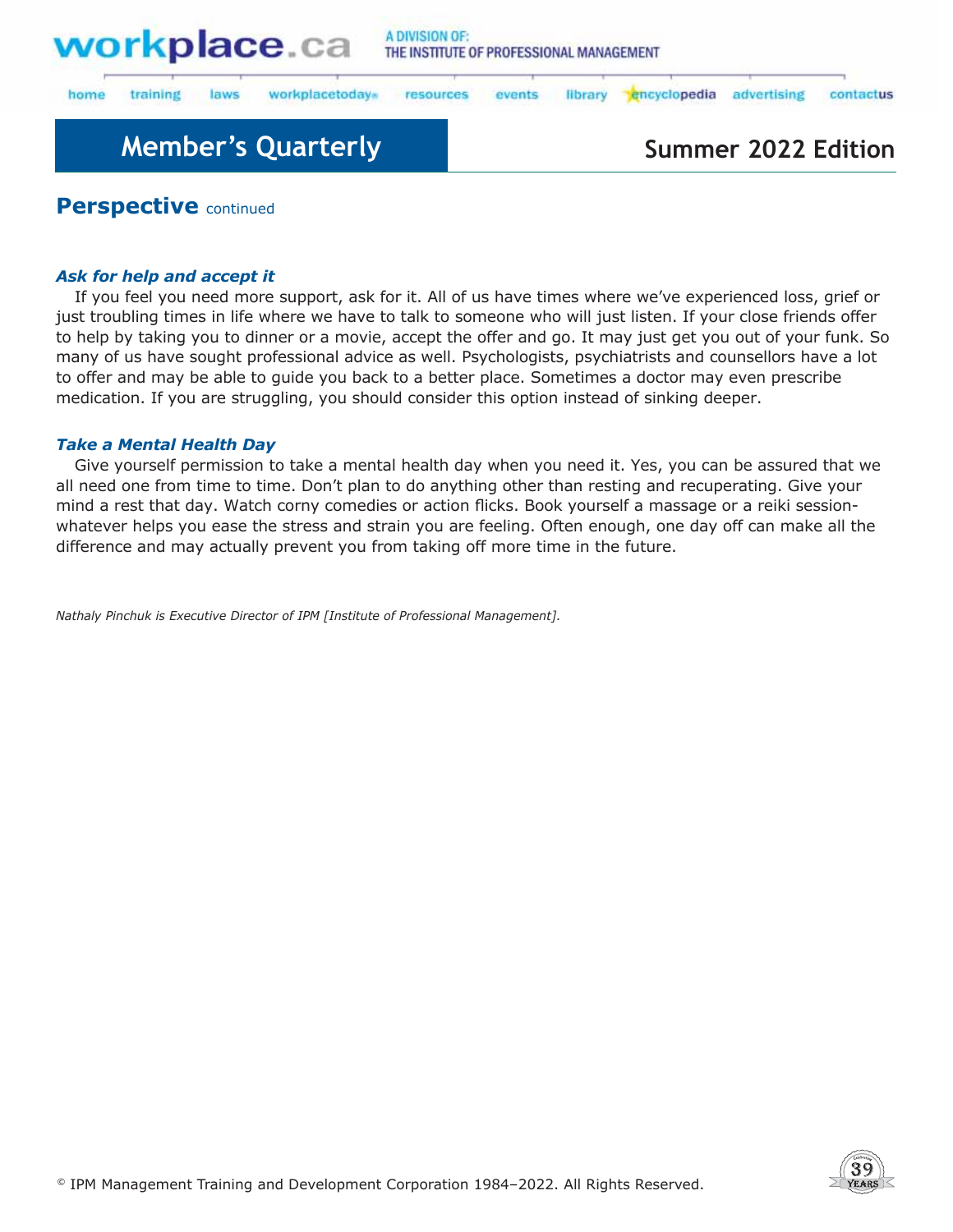## Perspective continued

### *Ask for help and accept it*

If you feel you need more support, ask for it. All of us have times where we've experienced loss, grief or just troubling times in life where we have to talk to someone who will just listen. If your close friends offer to help by taking you to dinner or a movie, accept the offer and go. It may just get you out of your funk. So many of us have sought professional advice as well. Psychologists, psychiatrists and counsellors have a lot to offer and may be able to guide you back to a better place. Sometimes a doctor may even prescribe medication. If you are struggling, you should consider this option instead of sinking deeper.

### *Take a Mental Health Day*

Give yourself permission to take a mental health day when you need it. Yes, you can be assured that we all need one from time to time. Don't plan to do anything other than resting and recuperating. Give your mind a rest that day. Watch corny comedies or action flicks. Book yourself a massage or a reiki session-whatever helps you ease the stress and strain you are feeling. Often enough, one day off can make all the difference and may actually prevent you from taking off more time in the future.

*Nathaly Pinchuk is Executive Director of IPM [Institute of Professional Management].*